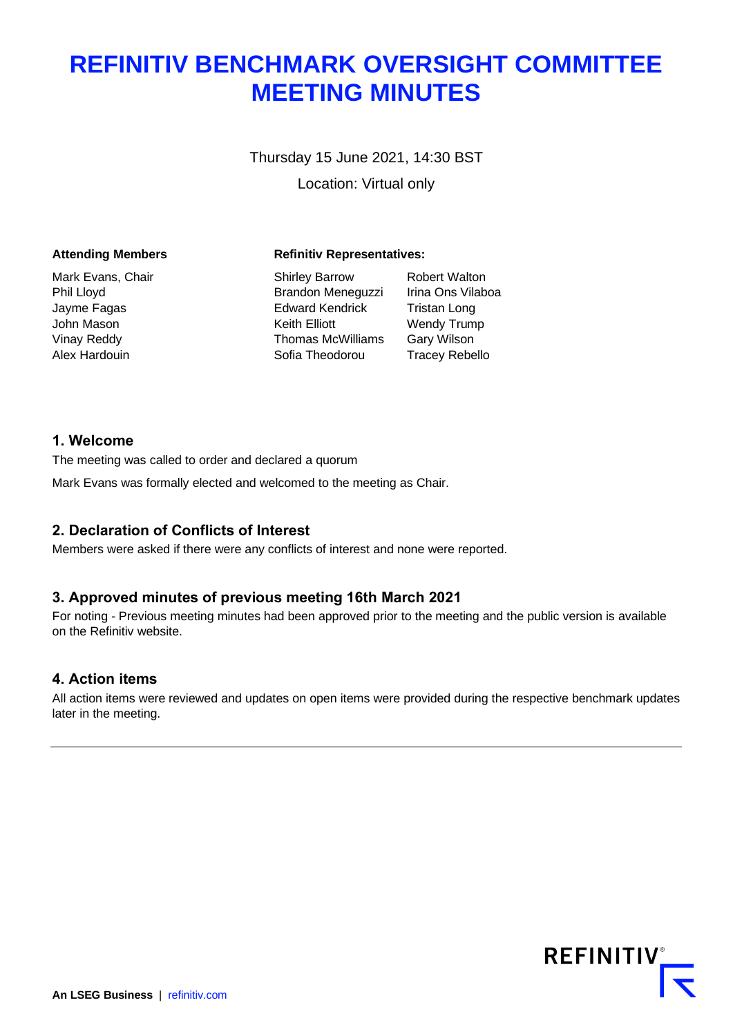# REFINITIV BENCHMARK OVERSIGHT COMMITTEE MEETING MINUTES

Thursday 15 June 2021, 14:30 BST

Location: Virtual only

**Attending Members**

Mark Evans, Chair
Phil Lloyd
Jayme Fagas
John Mason
Vinay Reddy
Alex Hardouin

**Refinitiv Representatives:**

Shirley Barrow
Brandon Meneguzzi
Edward Kendrick
Keith Elliott
Thomas McWilliams
Sofia Theodorou
Robert Walton
Irina Ons Vilaboa
Tristan Long
Wendy Trump
Gary Wilson
Tracey Rebello

## 1. Welcome

The meeting was called to order and declared a quorum

Mark Evans was formally elected and welcomed to the meeting as Chair.

## 2. Declaration of Conflicts of Interest

Members were asked if there were any conflicts of interest and none were reported.

## 3. Approved minutes of previous meeting 16th March 2021

For noting - Previous meeting minutes had been approved prior to the meeting and the public version is available on the Refinitiv website.

## 4. Action items

All action items were reviewed and updates on open items were provided during the respective benchmark updates later in the meeting.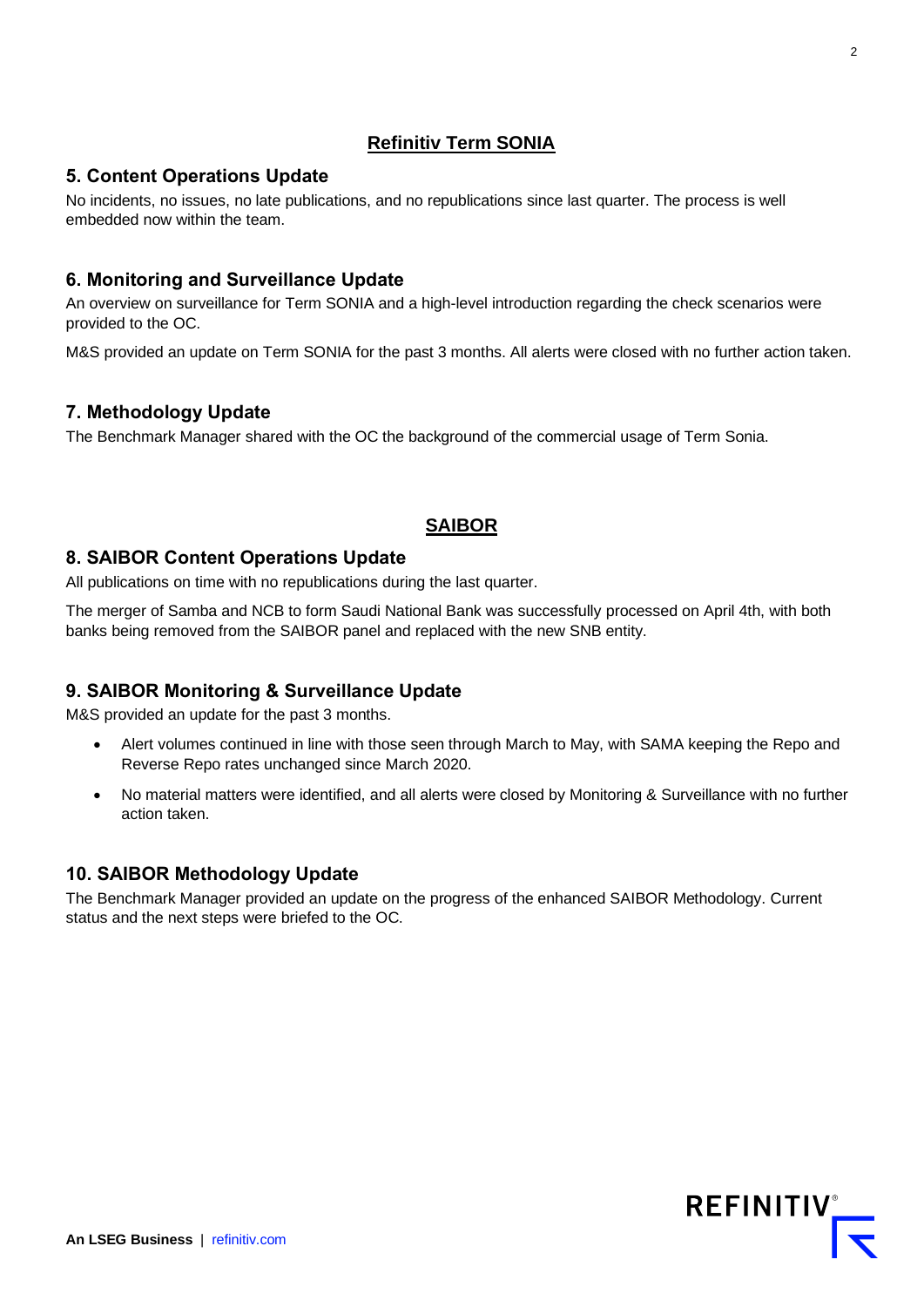## Refinitiv Term SONIA

### 5. Content Operations Update

No incidents, no issues, no late publications, and no republications since last quarter. The process is well embedded now within the team.

### 6. Monitoring and Surveillance Update

An overview on surveillance for Term SONIA and a high-level introduction regarding the check scenarios were provided to the OC.

M&S provided an update on Term SONIA for the past 3 months. All alerts were closed with no further action taken.

### 7. Methodology Update

The Benchmark Manager shared with the OC the background of the commercial usage of Term Sonia.

## SAIBOR

### 8. SAIBOR Content Operations Update

All publications on time with no republications during the last quarter.

The merger of Samba and NCB to form Saudi National Bank was successfully processed on April 4th, with both banks being removed from the SAIBOR panel and replaced with the new SNB entity.

### 9. SAIBOR Monitoring & Surveillance Update

M&S provided an update for the past 3 months.

- Alert volumes continued in line with those seen through March to May, with SAMA keeping the Repo and Reverse Repo rates unchanged since March 2020.
- No material matters were identified, and all alerts were closed by Monitoring & Surveillance with no further action taken.

### 10. SAIBOR Methodology Update

The Benchmark Manager provided an update on the progress of the enhanced SAIBOR Methodology. Current status and the next steps were briefed to the OC.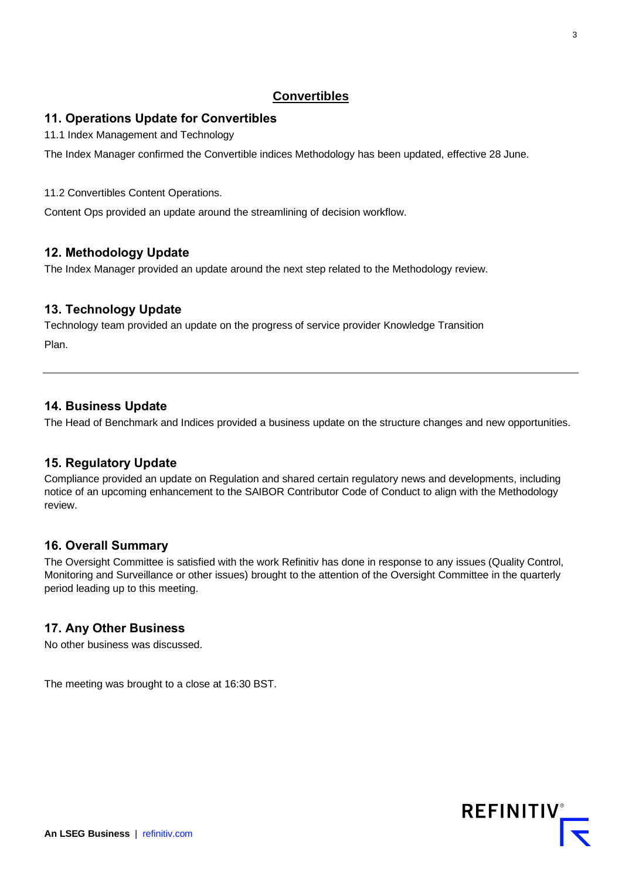## Convertibles

### 11. Operations Update for Convertibles

11.1 Index Management and Technology

The Index Manager confirmed the Convertible indices Methodology has been updated, effective 28 June.

11.2 Convertibles Content Operations.

Content Ops provided an update around the streamlining of decision workflow.

### 12. Methodology Update

The Index Manager provided an update around the next step related to the Methodology review.

### 13. Technology Update

Technology team provided an update on the progress of service provider Knowledge Transition Plan.

---

### 14. Business Update

The Head of Benchmark and Indices provided a business update on the structure changes and new opportunities.

### 15. Regulatory Update

Compliance provided an update on Regulation and shared certain regulatory news and developments, including notice of an upcoming enhancement to the SAIBOR Contributor Code of Conduct to align with the Methodology review.

### 16. Overall Summary

The Oversight Committee is satisfied with the work Refinitiv has done in response to any issues (Quality Control, Monitoring and Surveillance or other issues) brought to the attention of the Oversight Committee in the quarterly period leading up to this meeting.

### 17. Any Other Business

No other business was discussed.

The meeting was brought to a close at 16:30 BST.